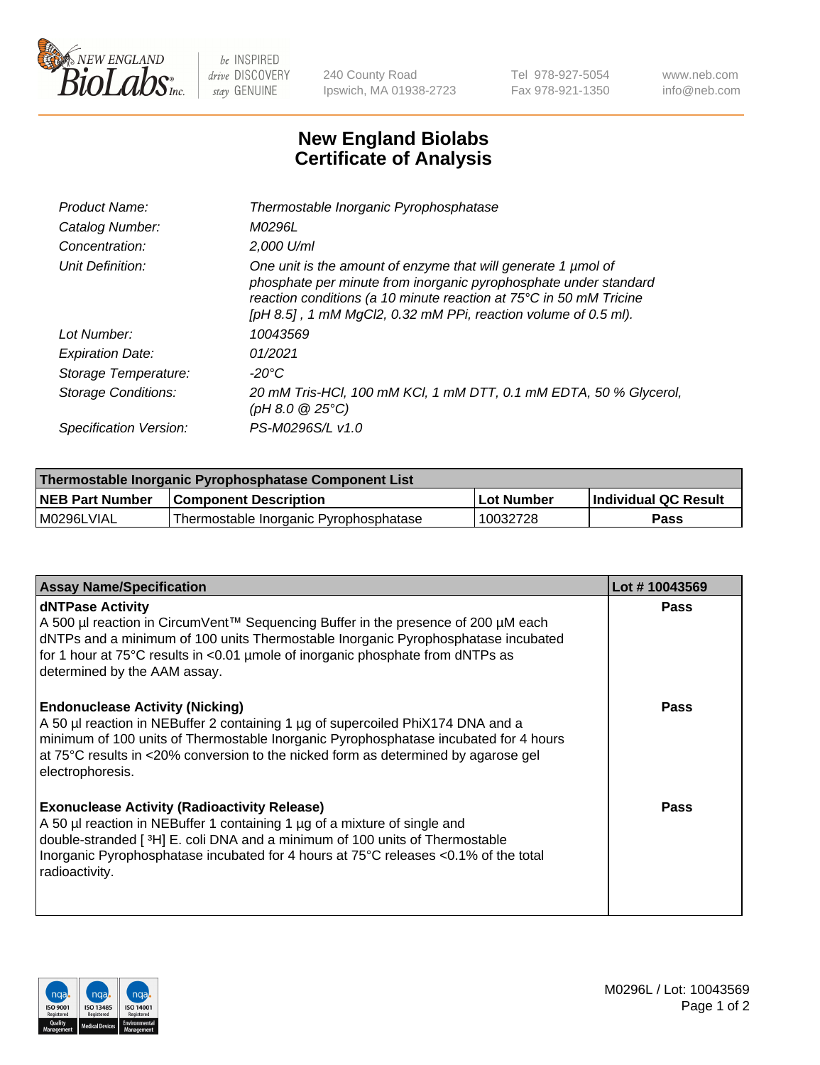New England BioLabs Inc. — be INSPIRED drive DISCOVERY stay GENUINE

240 County Road
Ipswich, MA 01938-2723

Tel 978-927-5054
Fax 978-921-1350

www.neb.com
info@neb.com

# New England Biolabs Certificate of Analysis

| | |
|---|---|
| *Product Name:* | *Thermostable Inorganic Pyrophosphatase* |
| *Catalog Number:* | *M0296L* |
| *Concentration:* | *2,000 U/ml* |
| *Unit Definition:* | *One unit is the amount of enzyme that will generate 1 µmol of phosphate per minute from inorganic pyrophosphate under standard reaction conditions (a 10 minute reaction at 75°C in 50 mM Tricine [pH 8.5] , 1 mM MgCl2, 0.32 mM PPi, reaction volume of 0.5 ml).* |
| *Lot Number:* | *10043569* |
| *Expiration Date:* | *01/2021* |
| *Storage Temperature:* | *-20°C* |
| *Storage Conditions:* | *20 mM Tris-HCl, 100 mM KCl, 1 mM DTT, 0.1 mM EDTA, 50 % Glycerol, (pH 8.0 @ 25°C)* |
| *Specification Version:* | *PS-M0296S/L v1.0* |

| Thermostable Inorganic Pyrophosphatase Component List | | | |
|---|---|---|---|
| **NEB Part Number** | **Component Description** | **Lot Number** | **Individual QC Result** |
| M0296LVIAL | Thermostable Inorganic Pyrophosphatase | 10032728 | **Pass** |

| Assay Name/Specification | Lot # 10043569 |
|---|---|
| **dNTPase Activity**<br>A 500 µl reaction in CircumVent™ Sequencing Buffer in the presence of 200 µM each dNTPs and a minimum of 100 units Thermostable Inorganic Pyrophosphatase incubated for 1 hour at 75°C results in <0.01 µmole of inorganic phosphate from dNTPs as determined by the AAM assay. | **Pass** |
| **Endonuclease Activity (Nicking)**<br>A 50 µl reaction in NEBuffer 2 containing 1 µg of supercoiled PhiX174 DNA and a minimum of 100 units of Thermostable Inorganic Pyrophosphatase incubated for 4 hours at 75°C results in <20% conversion to the nicked form as determined by agarose gel electrophoresis. | **Pass** |
| **Exonuclease Activity (Radioactivity Release)**<br>A 50 µl reaction in NEBuffer 1 containing 1 µg of a mixture of single and double-stranded [ $^{3}$H] E. coli DNA and a minimum of 100 units of Thermostable Inorganic Pyrophosphatase incubated for 4 hours at 75°C releases <0.1% of the total radioactivity. | **Pass** |

ISO 9001 Registered Quality Management | ISO 13485 Registered Medical Devices | ISO 14001 Registered Environmental Management

M0296L / Lot: 10043569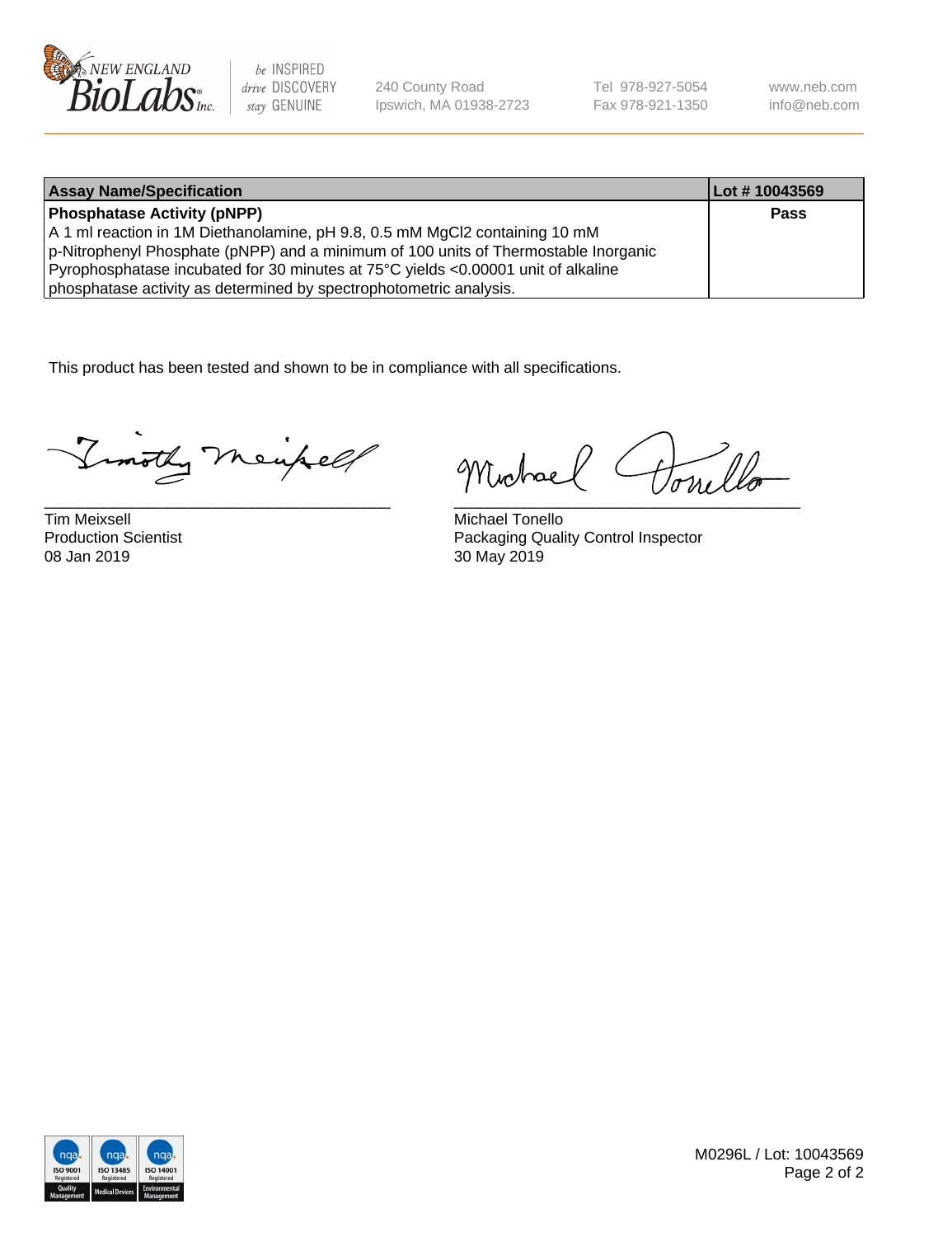| Assay Name/Specification | Lot # 10043569 |
|---|---|
| **Phosphatase Activity (pNPP)**<br>A 1 ml reaction in 1M Diethanolamine, pH 9.8, 0.5 mM $MgCl_2$ containing 10 mM p-Nitrophenyl Phosphate (pNPP) and a minimum of 100 units of Thermostable Inorganic Pyrophosphatase incubated for 30 minutes at 75°C yields <0.00001 unit of alkaline phosphatase activity as determined by spectrophotometric analysis. | Pass |

This product has been tested and shown to be in compliance with all specifications.

Tim Meixsell
Production Scientist
08 Jan 2019

Michael Tonello
Packaging Quality Control Inspector
30 May 2019

M0296L / Lot: 10043569